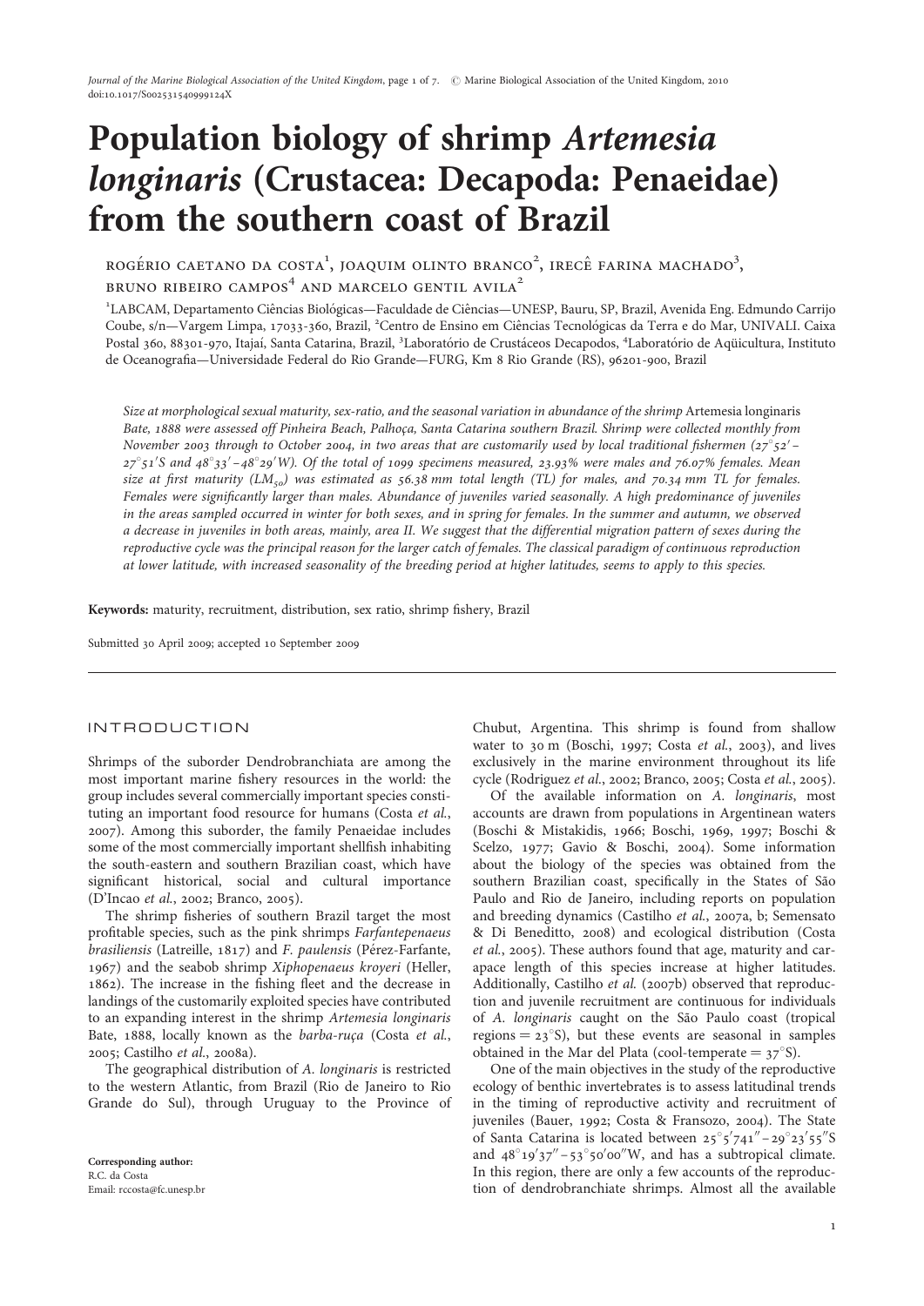# Population biology of shrimp *Artemesia longinaris* (Crustacea: Decapoda: Penaeidae) from the southern coast of Brazil

ROGÉRIO CAETANO DA COSTA[1], JOAQUIM OLINTO BRANCO[2], IRECÊ FARINA MACHADO[3], BRUNO RIBEIRO CAMPOS[4] AND MARCELO GENTIL AVILA[2]

[1]LABCAM, Departamento Ciências Biológicas—Faculdade de Ciências—UNESP, Bauru, SP, Brazil, Avenida Eng. Edmundo Carrijo Coube, s/n—Vargem Limpa, 17033-360, Brazil, [2]Centro de Ensino em Ciências Tecnológicas da Terra e do Mar, UNIVALI. Caixa Postal 360, 88301-970, Itajaí, Santa Catarina, Brazil, [3]Laboratório de Crustáceos Decapodos, [4]Laboratório de Aqüicultura, Instituto de Oceanografia—Universidade Federal do Rio Grande—FURG, Km 8 Rio Grande (RS), 96201-900, Brazil

*Size at morphological sexual maturity, sex-ratio, and the seasonal variation in abundance of the shrimp* Artemesia longinaris *Bate, 1888 were assessed off Pinheira Beach, Palhoça, Santa Catarina southern Brazil. Shrimp were collected monthly from November 2003 through to October 2004, in two areas that are customarily used by local traditional fishermen (27°52′–27°51′S and 48°33′–48°29′W). Of the total of 1099 specimens measured, 23.93% were males and 76.07% females. Mean size at first maturity ($LM_{50}$) was estimated as 56.38 mm total length (TL) for males, and 70.34 mm TL for females. Females were significantly larger than males. Abundance of juveniles varied seasonally. A high predominance of juveniles in the areas sampled occurred in winter for both sexes, and in spring for females. In the summer and autumn, we observed a decrease in juveniles in both areas, mainly, area II. We suggest that the differential migration pattern of sexes during the reproductive cycle was the principal reason for the larger catch of females. The classical paradigm of continuous reproduction at lower latitude, with increased seasonality of the breeding period at higher latitudes, seems to apply to this species.*

**Keywords:** maturity, recruitment, distribution, sex ratio, shrimp fishery, Brazil

Submitted 30 April 2009; accepted 10 September 2009

## INTRODUCTION

Shrimps of the suborder Dendrobranchiata are among the most important marine fishery resources in the world: the group includes several commercially important species constituting an important food resource for humans (Costa *et al.*, 2007). Among this suborder, the family Penaeidae includes some of the most commercially important shellfish inhabiting the south-eastern and southern Brazilian coast, which have significant historical, social and cultural importance (D'Incao *et al.*, 2002; Branco, 2005).

The shrimp fisheries of southern Brazil target the most profitable species, such as the pink shrimps *Farfantepenaeus brasiliensis* (Latreille, 1817) and *F. paulensis* (Pérez-Farfante, 1967) and the seabob shrimp *Xiphopenaeus kroyeri* (Heller, 1862). The increase in the fishing fleet and the decrease in landings of the customarily exploited species have contributed to an expanding interest in the shrimp *Artemesia longinaris* Bate, 1888, locally known as the *barba-ruça* (Costa *et al.*, 2005; Castilho *et al.*, 2008a).

The geographical distribution of *A. longinaris* is restricted to the western Atlantic, from Brazil (Rio de Janeiro to Rio Grande do Sul), through Uruguay to the Province of Chubut, Argentina. This shrimp is found from shallow water to 30 m (Boschi, 1997; Costa *et al.*, 2003), and lives exclusively in the marine environment throughout its life cycle (Rodriguez *et al.*, 2002; Branco, 2005; Costa *et al.*, 2005).

Of the available information on *A. longinaris*, most accounts are drawn from populations in Argentinean waters (Boschi & Mistakidis, 1966; Boschi, 1969, 1997; Boschi & Scelzo, 1977; Gavio & Boschi, 2004). Some information about the biology of the species was obtained from the southern Brazilian coast, specifically in the States of São Paulo and Rio de Janeiro, including reports on population and breeding dynamics (Castilho *et al.*, 2007a, b; Semensato & Di Beneditto, 2008) and ecological distribution (Costa *et al.*, 2005). These authors found that age, maturity and carapace length of this species increase at higher latitudes. Additionally, Castilho *et al.* (2007b) observed that reproduction and juvenile recruitment are continuous for individuals of *A. longinaris* caught on the São Paulo coast (tropical regions = 23°S), but these events are seasonal in samples obtained in the Mar del Plata (cool-temperate = 37°S).

One of the main objectives in the study of the reproductive ecology of benthic invertebrates is to assess latitudinal trends in the timing of reproductive activity and recruitment of juveniles (Bauer, 1992; Costa & Fransozo, 2004). The State of Santa Catarina is located between 25°5′741″–29°23′55″S and 48°19′37″–53°50′00″W, and has a subtropical climate. In this region, there are only a few accounts of the reproduction of dendrobranchiate shrimps. Almost all the available

Corresponding author:
R.C. da Costa
Email: rccosta@fc.unesp.br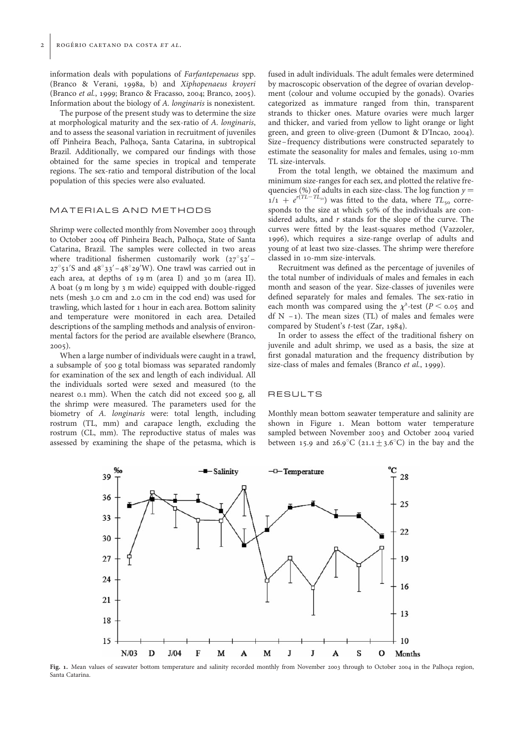information deals with populations of *Farfantepenaeus* spp. (Branco & Verani, 1998a, b) and *Xiphopenaeus kroyeri* (Branco *et al.*, 1999; Branco & Fracasso, 2004; Branco, 2005). Information about the biology of *A. longinaris* is nonexistent.

The purpose of the present study was to determine the size at morphological maturity and the sex-ratio of *A. longinaris*, and to assess the seasonal variation in recruitment of juveniles off Pinheira Beach, Palhoça, Santa Catarina, in subtropical Brazil. Additionally, we compared our findings with those obtained for the same species in tropical and temperate regions. The sex-ratio and temporal distribution of the local population of this species were also evaluated.

## MATERIALS AND METHODS

Shrimp were collected monthly from November 2003 through to October 2004 off Pinheira Beach, Palhoça, State of Santa Catarina, Brazil. The samples were collected in two areas where traditional fishermen customarily work (27°52′–27°51′S and 48°33′–48°29′W). One trawl was carried out in each area, at depths of 19 m (area I) and 30 m (area II). A boat (9 m long by 3 m wide) equipped with double-rigged nets (mesh 3.0 cm and 2.0 cm in the cod end) was used for trawling, which lasted for 1 hour in each area. Bottom salinity and temperature were monitored in each area. Detailed descriptions of the sampling methods and analysis of environmental factors for the period are available elsewhere (Branco, 2005).

When a large number of individuals were caught in a trawl, a subsample of 500 g total biomass was separated randomly for examination of the sex and length of each individual. All the individuals sorted were sexed and measured (to the nearest 0.1 mm). When the catch did not exceed 500 g, all the shrimp were measured. The parameters used for the biometry of *A. longinaris* were: total length, including rostrum (TL, mm) and carapace length, excluding the rostrum (CL, mm). The reproductive status of males was assessed by examining the shape of the petasma, which is fused in adult individuals. The adult females were determined by macroscopic observation of the degree of ovarian development (colour and volume occupied by the gonads). Ovaries categorized as immature ranged from thin, transparent strands to thicker ones. Mature ovaries were much larger and thicker, and varied from yellow to light orange or light green, and green to olive-green (Dumont & D'Incao, 2004). Size–frequency distributions were constructed separately to estimate the seasonality for males and females, using 10-mm TL size-intervals.

From the total length, we obtained the maximum and minimum size-ranges for each sex, and plotted the relative frequencies (%) of adults in each size-class. The log function $y = 1/1 + e^{r(TL-TL_{50})}$ was fitted to the data, where $TL_{50}$ corresponds to the size at which 50% of the individuals are considered adults, and $r$ stands for the slope of the curve. The curves were fitted by the least-squares method (Vazzoler, 1996), which requires a size-range overlap of adults and young of at least two size-classes. The shrimp were therefore classed in 10-mm size-intervals.

Recruitment was defined as the percentage of juveniles of the total number of individuals of males and females in each month and season of the year. Size-classes of juveniles were defined separately for males and females. The sex-ratio in each month was compared using the $\chi^2$-test ($P < 0.05$ and df N −1). The mean sizes (TL) of males and females were compared by Student's *t*-test (Zar, 1984).

In order to assess the effect of the traditional fishery on juvenile and adult shrimp, we used as a basis, the size at first gonadal maturation and the frequency distribution by size-class of males and females (Branco *et al.*, 1999).

## RESULTS

Monthly mean bottom seawater temperature and salinity are shown in Figure 1. Mean bottom water temperature sampled between November 2003 and October 2004 varied between 15.9 and 26.9°C (21.1 ± 3.6°C) in the bay and the

**Fig. 1.** Mean values of seawater bottom temperature and salinity recorded monthly from November 2003 through to October 2004 in the Palhoça region, Santa Catarina.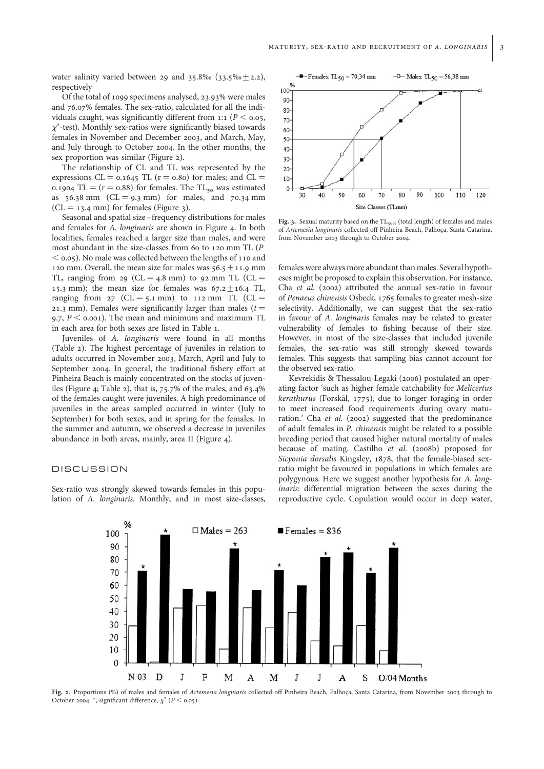water salinity varied between 29 and 35.8‰ (33.5‰ ± 2.2), respectively

Of the total of 1099 specimens analysed, 23.93% were males and 76.07% females. The sex-ratio, calculated for all the individuals caught, was significantly different from 1:1 ($P < 0.05$, $\chi^2$-test). Monthly sex-ratios were significantly biased towards females in November and December 2003, and March, May, and July through to October 2004. In the other months, the sex proportion was similar (Figure 2).

The relationship of CL and TL was represented by the expressions CL = 0.1645 TL (r = 0.80) for males; and CL = 0.1904 TL = (r = 0.88) for females. The $TL_{50}$ was estimated as 56.38 mm (CL = 9.3 mm) for males, and 70.34 mm (CL = 13.4 mm) for females (Figure 3).

Seasonal and spatial size–frequency distributions for males and females for *A. longinaris* are shown in Figure 4. In both localities, females reached a larger size than males, and were most abundant in the size-classes from 60 to 120 mm TL ($P < 0.05$). No male was collected between the lengths of 110 and 120 mm. Overall, the mean size for males was 56.5 ± 11.9 mm TL, ranging from 29 (CL = 4.8 mm) to 92 mm TL (CL = 15.3 mm); the mean size for females was 67.2 ± 16.4 TL, ranging from 27 (CL = 5.1 mm) to 112 mm TL (CL = 21.3 mm). Females were significantly larger than males ($t = 9.7$, $P < 0.001$). The mean and minimum and maximum TL in each area for both sexes are listed in Table 1.

Juveniles of *A. longinaris* were found in all months (Table 2). The highest percentage of juveniles in relation to adults occurred in November 2003, March, April and July to September 2004. In general, the traditional fishery effort at Pinheira Beach is mainly concentrated on the stocks of juveniles (Figure 4; Table 2), that is, 75.7% of the males, and 63.4% of the females caught were juveniles. A high predominance of juveniles in the areas sampled occurred in winter (July to September) for both sexes, and in spring for the females. In the summer and autumn, we observed a decrease in juveniles abundance in both areas, mainly, area II (Figure 4).

Fig. 3. Sexual maturity based on the $TL_{50\%}$ (total length) of females and males of *Artemesia longinaris* collected off Pinheira Beach, Palhoça, Santa Catarina, from November 2003 through to October 2004.

## DISCUSSION

Sex-ratio was strongly skewed towards females in this population of *A. longinaris*. Monthly, and in most size-classes, females were always more abundant than males. Several hypotheses might be proposed to explain this observation. For instance, Cha *et al.* (2002) attributed the annual sex-ratio in favour of *Penaeus chinensis* Osbeck, 1765 females to greater mesh-size selectivity. Additionally, we can suggest that the sex-ratio in favour of *A. longinaris* females may be related to greater vulnerability of females to fishing because of their size. However, in most of the size-classes that included juvenile females, the sex-ratio was still strongly skewed towards females. This suggests that sampling bias cannot account for the observed sex-ratio.

Kevrekidis & Thessalou-Legaki (2006) postulated an operating factor 'such as higher female catchability for *Melicertus kerathurus* (Forskål, 1775), due to longer foraging in order to meet increased food requirements during ovary maturation.' Cha *et al.* (2002) suggested that the predominance of adult females in *P. chinensis* might be related to a possible breeding period that caused higher natural mortality of males because of mating. Castilho *et al.* (2008b) proposed for *Sicyonia dorsalis* Kingsley, 1878, that the female-biased sex-ratio might be favoured in populations in which females are polygynous. Here we suggest another hypothesis for *A. longinaris*: differential migration between the sexes during the reproductive cycle. Copulation would occur in deep water,

Fig. 2. Proportions (%) of males and females of *Artemesia longinaris* collected off Pinheira Beach, Palhoça, Santa Catarina, from November 2003 through to October 2004. *, significant difference, $\chi^2$ ($P < 0.05$).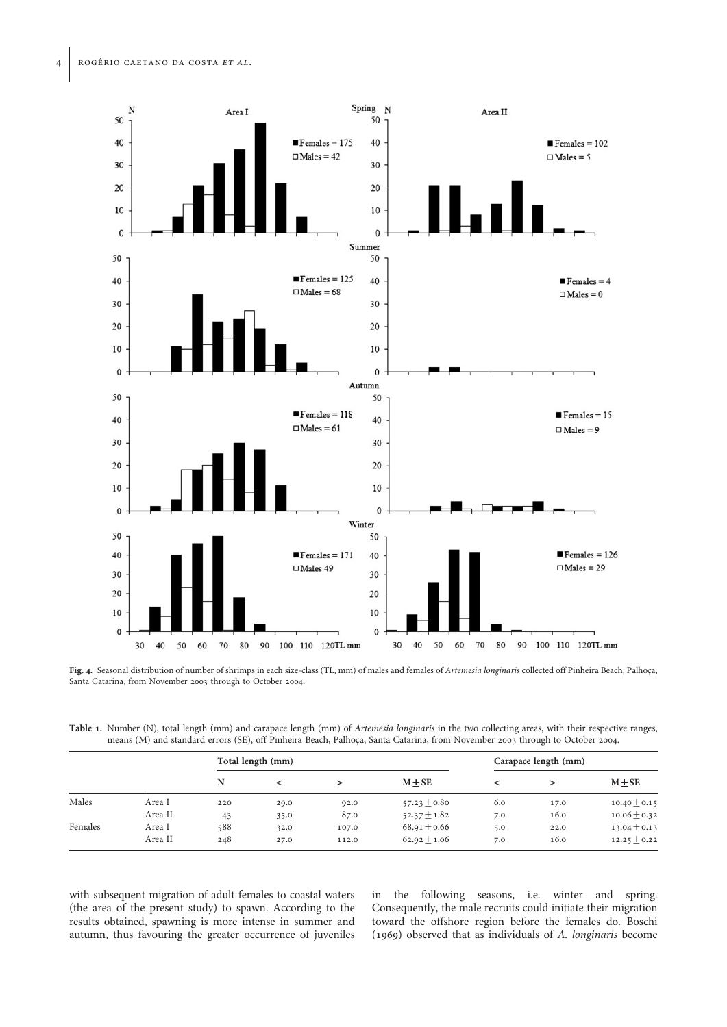Fig. 4. Seasonal distribution of number of shrimps in each size-class (TL, mm) of males and females of *Artemesia longinaris* collected off Pinheira Beach, Palhoça, Santa Catarina, from November 2003 through to October 2004.

Table 1. Number (N), total length (mm) and carapace length (mm) of *Artemesia longinaris* in the two collecting areas, with their respective ranges, means (M) and standard errors (SE), off Pinheira Beach, Palhoça, Santa Catarina, from November 2003 through to October 2004.

| | | Total length (mm) | | | | Carapace length (mm) | | |
|---|---|---|---|---|---|---|---|---|
| | | N | < | > | M ± SE | < | > | M ± SE |
| Males | Area I | 220 | 29.0 | 92.0 | 57.23 ± 0.80 | 6.0 | 17.0 | 10.40 ± 0.15 |
| | Area II | 43 | 35.0 | 87.0 | 52.37 ± 1.82 | 7.0 | 16.0 | 10.06 ± 0.32 |
| Females | Area I | 588 | 32.0 | 107.0 | 68.91 ± 0.66 | 5.0 | 22.0 | 13.04 ± 0.13 |
| | Area II | 248 | 27.0 | 112.0 | 62.92 ± 1.06 | 7.0 | 16.0 | 12.25 ± 0.22 |

with subsequent migration of adult females to coastal waters (the area of the present study) to spawn. According to the results obtained, spawning is more intense in summer and autumn, thus favouring the greater occurrence of juveniles in the following seasons, i.e. winter and spring. Consequently, the male recruits could initiate their migration toward the offshore region before the females do. Boschi (1969) observed that as individuals of *A. longinaris* become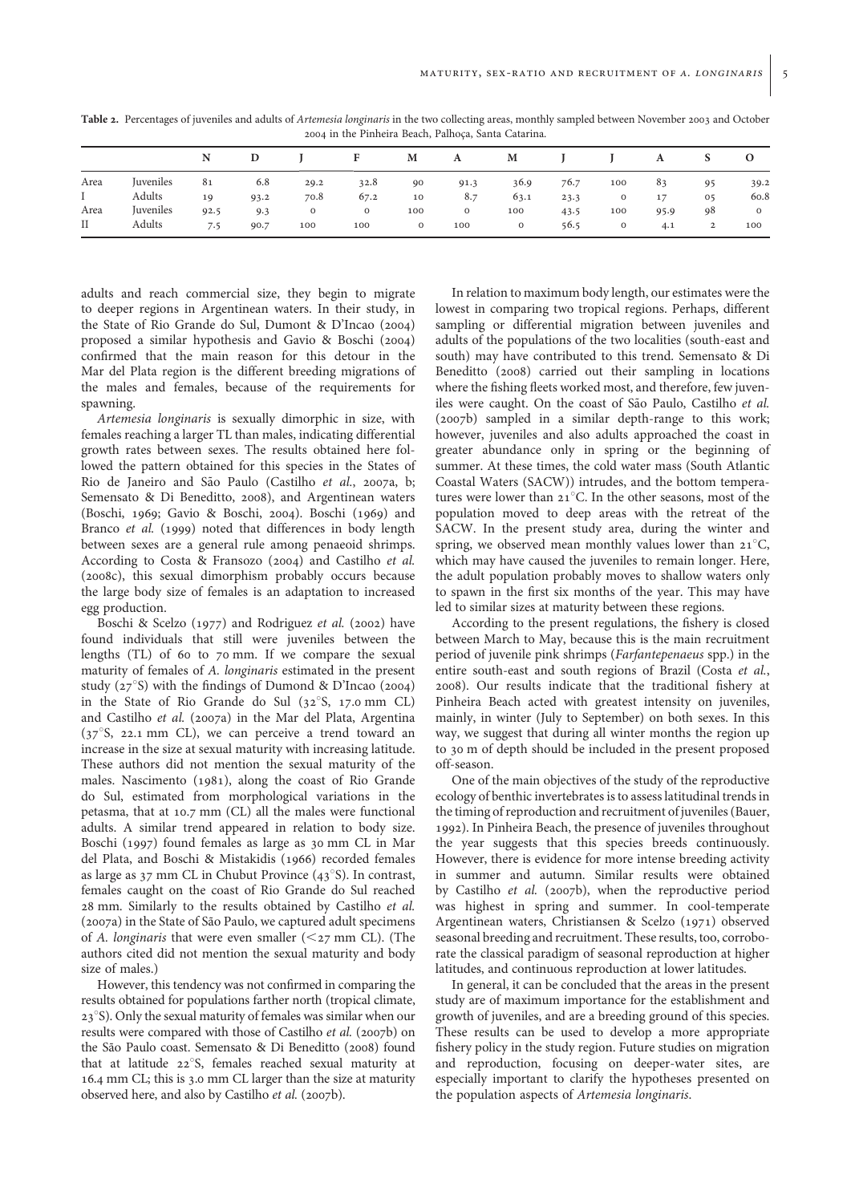**Table 2.** Percentages of juveniles and adults of *Artemesia longinaris* in the two collecting areas, monthly sampled between November 2003 and October 2004 in the Pinheira Beach, Palhoça, Santa Catarina.

| | | N | D | J | F | M | A | M | J | J | A | S | O |
|---|---|---|---|---|---|---|---|---|---|---|---|---|---|
| Area | Juveniles | 81 | 6.8 | 29.2 | 32.8 | 90 | 91.3 | 36.9 | 76.7 | 100 | 83 | 95 | 39.2 |
| I | Adults | 19 | 93.2 | 70.8 | 67.2 | 10 | 8.7 | 63.1 | 23.3 | 0 | 17 | 05 | 60.8 |
| Area | Juveniles | 92.5 | 9.3 | 0 | 0 | 100 | 0 | 100 | 43.5 | 100 | 95.9 | 98 | 0 |
| II | Adults | 7.5 | 90.7 | 100 | 100 | 0 | 100 | 0 | 56.5 | 0 | 4.1 | 2 | 100 |

adults and reach commercial size, they begin to migrate to deeper regions in Argentinean waters. In their study, in the State of Rio Grande do Sul, Dumont & D'Incao (2004) proposed a similar hypothesis and Gavio & Boschi (2004) confirmed that the main reason for this detour in the Mar del Plata region is the different breeding migrations of the males and females, because of the requirements for spawning.

*Artemesia longinaris* is sexually dimorphic in size, with females reaching a larger TL than males, indicating differential growth rates between sexes. The results obtained here followed the pattern obtained for this species in the States of Rio de Janeiro and São Paulo (Castilho *et al.*, 2007a, b; Semensato & Di Beneditto, 2008), and Argentinean waters (Boschi, 1969; Gavio & Boschi, 2004). Boschi (1969) and Branco *et al.* (1999) noted that differences in body length between sexes are a general rule among penaeoid shrimps. According to Costa & Fransozo (2004) and Castilho *et al.* (2008c), this sexual dimorphism probably occurs because the large body size of females is an adaptation to increased egg production.

Boschi & Scelzo (1977) and Rodriguez *et al.* (2002) have found individuals that still were juveniles between the lengths (TL) of 60 to 70 mm. If we compare the sexual maturity of females of *A. longinaris* estimated in the present study (27°S) with the findings of Dumond & D'Incao (2004) in the State of Rio Grande do Sul (32°S, 17.0 mm CL) and Castilho *et al.* (2007a) in the Mar del Plata, Argentina (37°S, 22.1 mm CL), we can perceive a trend toward an increase in the size at sexual maturity with increasing latitude. These authors did not mention the sexual maturity of the males. Nascimento (1981), along the coast of Rio Grande do Sul, estimated from morphological variations in the petasma, that at 10.7 mm (CL) all the males were functional adults. A similar trend appeared in relation to body size. Boschi (1997) found females as large as 30 mm CL in Mar del Plata, and Boschi & Mistakidis (1966) recorded females as large as 37 mm CL in Chubut Province (43°S). In contrast, females caught on the coast of Rio Grande do Sul reached 28 mm. Similarly to the results obtained by Castilho *et al.* (2007a) in the State of São Paulo, we captured adult specimens of *A. longinaris* that were even smaller (<27 mm CL). (The authors cited did not mention the sexual maturity and body size of males.)

However, this tendency was not confirmed in comparing the results obtained for populations farther north (tropical climate, 23°S). Only the sexual maturity of females was similar when our results were compared with those of Castilho *et al.* (2007b) on the São Paulo coast. Semensato & Di Beneditto (2008) found that at latitude 22°S, females reached sexual maturity at 16.4 mm CL; this is 3.0 mm CL larger than the size at maturity observed here, and also by Castilho *et al.* (2007b).

In relation to maximum body length, our estimates were the lowest in comparing two tropical regions. Perhaps, different sampling or differential migration between juveniles and adults of the populations of the two localities (south-east and south) may have contributed to this trend. Semensato & Di Beneditto (2008) carried out their sampling in locations where the fishing fleets worked most, and therefore, few juveniles were caught. On the coast of São Paulo, Castilho *et al.* (2007b) sampled in a similar depth-range to this work; however, juveniles and also adults approached the coast in greater abundance only in spring or the beginning of summer. At these times, the cold water mass (South Atlantic Coastal Waters (SACW)) intrudes, and the bottom temperatures were lower than 21°C. In the other seasons, most of the population moved to deep areas with the retreat of the SACW. In the present study area, during the winter and spring, we observed mean monthly values lower than 21°C, which may have caused the juveniles to remain longer. Here, the adult population probably moves to shallow waters only to spawn in the first six months of the year. This may have led to similar sizes at maturity between these regions.

According to the present regulations, the fishery is closed between March to May, because this is the main recruitment period of juvenile pink shrimps (*Farfantepenaeus* spp.) in the entire south-east and south regions of Brazil (Costa *et al.*, 2008). Our results indicate that the traditional fishery at Pinheira Beach acted with greatest intensity on juveniles, mainly, in winter (July to September) on both sexes. In this way, we suggest that during all winter months the region up to 30 m of depth should be included in the present proposed off-season.

One of the main objectives of the study of the reproductive ecology of benthic invertebrates is to assess latitudinal trends in the timing of reproduction and recruitment of juveniles (Bauer, 1992). In Pinheira Beach, the presence of juveniles throughout the year suggests that this species breeds continuously. However, there is evidence for more intense breeding activity in summer and autumn. Similar results were obtained by Castilho *et al.* (2007b), when the reproductive period was highest in spring and summer. In cool-temperate Argentinean waters, Christiansen & Scelzo (1971) observed seasonal breeding and recruitment. These results, too, corroborate the classical paradigm of seasonal reproduction at higher latitudes, and continuous reproduction at lower latitudes.

In general, it can be concluded that the areas in the present study are of maximum importance for the establishment and growth of juveniles, and are a breeding ground of this species. These results can be used to develop a more appropriate fishery policy in the study region. Future studies on migration and reproduction, focusing on deeper-water sites, are especially important to clarify the hypotheses presented on the population aspects of *Artemesia longinaris*.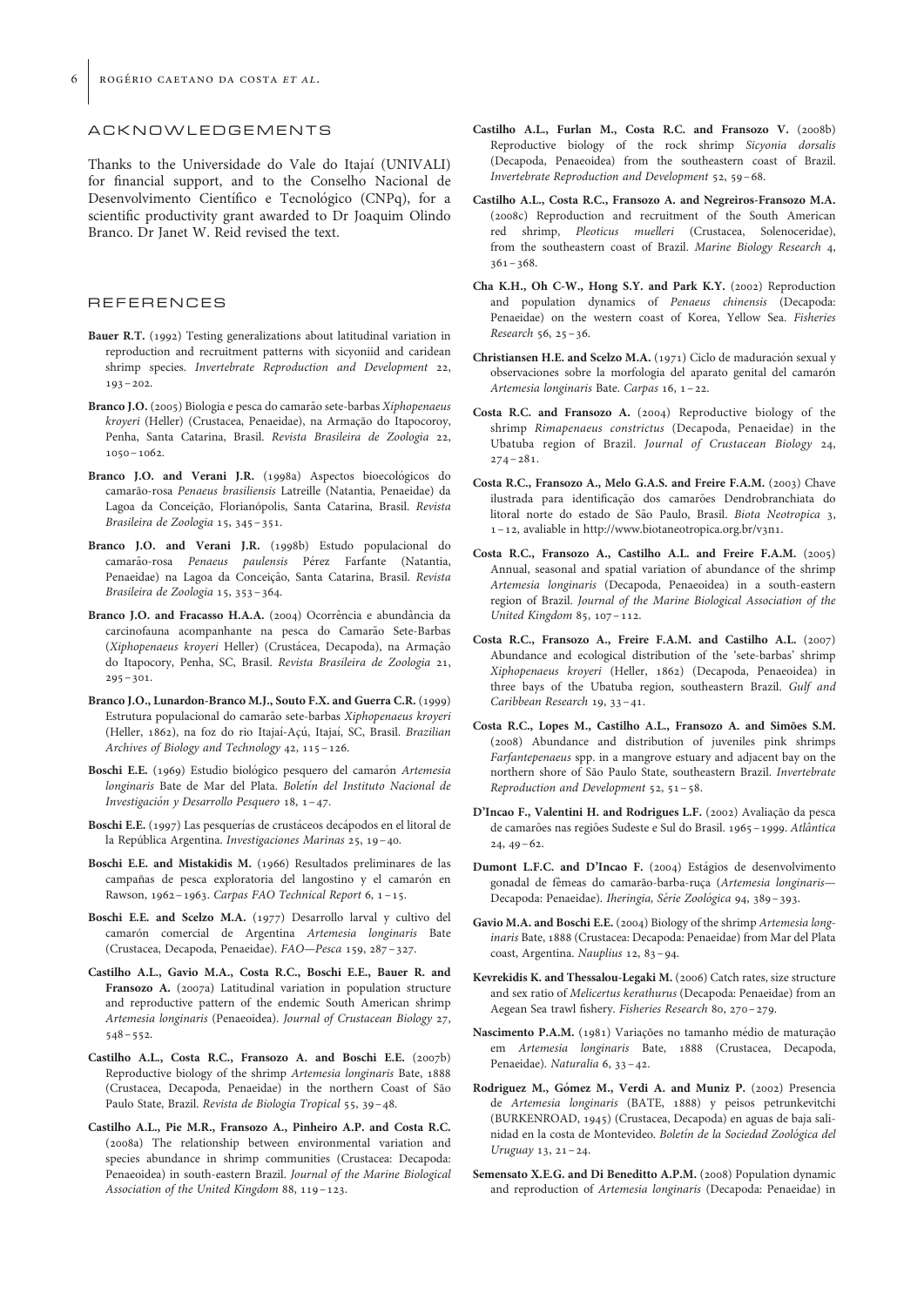## ACKNOWLEDGEMENTS

Thanks to the Universidade do Vale do Itajaí (UNIVALI) for financial support, and to the Conselho Nacional de Desenvolvimento Científico e Tecnológico (CNPq), for a scientific productivity grant awarded to Dr Joaquim Olindo Branco. Dr Janet W. Reid revised the text.

## REFERENCES

**Bauer R.T.** (1992) Testing generalizations about latitudinal variation in reproduction and recruitment patterns with sicyoniid and caridean shrimp species. *Invertebrate Reproduction and Development* 22, 193–202.

**Branco J.O.** (2005) Biologia e pesca do camarão sete-barbas *Xiphopenaeus kroyeri* (Heller) (Crustacea, Penaeidae), na Armação do Itapocoroy, Penha, Santa Catarina, Brasil. *Revista Brasileira de Zoologia* 22, 1050–1062.

**Branco J.O. and Verani J.R.** (1998a) Aspectos bioecológicos do camarão-rosa *Penaeus brasiliensis* Latreille (Natantia, Penaeidae) da Lagoa da Conceição, Florianópolis, Santa Catarina, Brasil. *Revista Brasileira de Zoologia* 15, 345–351.

**Branco J.O. and Verani J.R.** (1998b) Estudo populacional do camarão-rosa *Penaeus paulensis* Pérez Farfante (Natantia, Penaeidae) na Lagoa da Conceição, Santa Catarina, Brasil. *Revista Brasileira de Zoologia* 15, 353–364.

**Branco J.O. and Fracasso H.A.A.** (2004) Ocorrência e abundância da carcinofauna acompanhante na pesca do Camarão Sete-Barbas (*Xiphopenaeus kroyeri* Heller) (Crustácea, Decapoda), na Armação do Itapocory, Penha, SC, Brasil. *Revista Brasileira de Zoologia* 21, 295–301.

**Branco J.O., Lunardon-Branco M.J., Souto F.X. and Guerra C.R.** (1999) Estrutura populacional do camarão sete-barbas *Xiphopenaeus kroyeri* (Heller, 1862), na foz do rio Itajaí-Açú, Itajaí, SC, Brasil. *Brazilian Archives of Biology and Technology* 42, 115–126.

**Boschi E.E.** (1969) Estudio biológico pesquero del camarón *Artemesia longinaris* Bate de Mar del Plata. *Boletín del Instituto Nacional de Investigación y Desarrollo Pesquero* 18, 1–47.

**Boschi E.E.** (1997) Las pesquerías de crustáceos decápodos en el litoral de la República Argentina. *Investigaciones Marinas* 25, 19–40.

**Boschi E.E. and Mistakidis M.** (1966) Resultados preliminares de las campañas de pesca exploratoria del langostino y el camarón en Rawson, 1962–1963. *Carpas FAO Technical Report* 6, 1–15.

**Boschi E.E. and Scelzo M.A.** (1977) Desarrollo larval y cultivo del camarón comercial de Argentina *Artemesia longinaris* Bate (Crustacea, Decapoda, Penaeidae). *FAO—Pesca* 159, 287–327.

**Castilho A.L., Gavio M.A., Costa R.C., Boschi E.E., Bauer R. and Fransozo A.** (2007a) Latitudinal variation in population structure and reproductive pattern of the endemic South American shrimp *Artemesia longinaris* (Penaeoidea). *Journal of Crustacean Biology* 27, 548–552.

**Castilho A.L., Costa R.C., Fransozo A. and Boschi E.E.** (2007b) Reproductive biology of the shrimp *Artemesia longinaris* Bate, 1888 (Crustacea, Decapoda, Penaeidae) in the northern Coast of São Paulo State, Brazil. *Revista de Biologia Tropical* 55, 39–48.

**Castilho A.L., Pie M.R., Fransozo A., Pinheiro A.P. and Costa R.C.** (2008a) The relationship between environmental variation and species abundance in shrimp communities (Crustacea: Decapoda: Penaeoidea) in south-eastern Brazil. *Journal of the Marine Biological Association of the United Kingdom* 88, 119–123.

**Castilho A.L., Furlan M., Costa R.C. and Fransozo V.** (2008b) Reproductive biology of the rock shrimp *Sicyonia dorsalis* (Decapoda, Penaeoidea) from the southeastern coast of Brazil. *Invertebrate Reproduction and Development* 52, 59–68.

**Castilho A.L., Costa R.C., Fransozo A. and Negreiros-Fransozo M.A.** (2008c) Reproduction and recruitment of the South American red shrimp, *Pleoticus muelleri* (Crustacea, Solenoceridae), from the southeastern coast of Brazil. *Marine Biology Research* 4, 361–368.

**Cha K.H., Oh C-W., Hong S.Y. and Park K.Y.** (2002) Reproduction and population dynamics of *Penaeus chinensis* (Decapoda: Penaeidae) on the western coast of Korea, Yellow Sea. *Fisheries Research* 56, 25–36.

**Christiansen H.E. and Scelzo M.A.** (1971) Ciclo de maduración sexual y observaciones sobre la morfologia del aparato genital del camarón *Artemesia longinaris* Bate. *Carpas* 16, 1–22.

**Costa R.C. and Fransozo A.** (2004) Reproductive biology of the shrimp *Rimapenaeus constrictus* (Decapoda, Penaeidae) in the Ubatuba region of Brazil. *Journal of Crustacean Biology* 24, 274–281.

**Costa R.C., Fransozo A., Melo G.A.S. and Freire F.A.M.** (2003) Chave ilustrada para identificação dos camarões Dendrobranchiata do litoral norte do estado de São Paulo, Brasil. *Biota Neotropica* 3, 1–12, avaliable in http://www.biotaneotropica.org.br/v3n1.

**Costa R.C., Fransozo A., Castilho A.L. and Freire F.A.M.** (2005) Annual, seasonal and spatial variation of abundance of the shrimp *Artemesia longinaris* (Decapoda, Penaeoidea) in a south-eastern region of Brazil. *Journal of the Marine Biological Association of the United Kingdom* 85, 107–112.

**Costa R.C., Fransozo A., Freire F.A.M. and Castilho A.L.** (2007) Abundance and ecological distribution of the 'sete-barbas' shrimp *Xiphopenaeus kroyeri* (Heller, 1862) (Decapoda, Penaeoidea) in three bays of the Ubatuba region, southeastern Brazil. *Gulf and Caribbean Research* 19, 33–41.

**Costa R.C., Lopes M., Castilho A.L., Fransozo A. and Simões S.M.** (2008) Abundance and distribution of juveniles pink shrimps *Farfantepenaeus* spp. in a mangrove estuary and adjacent bay on the northern shore of São Paulo State, southeastern Brazil. *Invertebrate Reproduction and Development* 52, 51–58.

**D'Incao F., Valentini H. and Rodrigues L.F.** (2002) Avaliação da pesca de camarões nas regiões Sudeste e Sul do Brasil. 1965–1999. *Atlântica* 24, 49–62.

**Dumont L.F.C. and D'Incao F.** (2004) Estágios de desenvolvimento gonadal de fêmeas do camarão-barba-ruça (*Artemesia longinaris*—Decapoda: Penaeidae). *Iheringia, Série Zoológica* 94, 389–393.

**Gavio M.A. and Boschi E.E.** (2004) Biology of the shrimp *Artemesia longinaris* Bate, 1888 (Crustacea: Decapoda: Penaeidae) from Mar del Plata coast, Argentina. *Nauplius* 12, 83–94.

**Kevrekidis K. and Thessalou-Legaki M.** (2006) Catch rates, size structure and sex ratio of *Melicertus kerathurus* (Decapoda: Penaeidae) from an Aegean Sea trawl fishery. *Fisheries Research* 80, 270–279.

**Nascimento P.A.M.** (1981) Variações no tamanho médio de maturação em *Artemesia longinaris* Bate, 1888 (Crustacea, Decapoda, Penaeidae). *Naturalia* 6, 33–42.

**Rodriguez M., Gómez M., Verdi A. and Muniz P.** (2002) Presencia de *Artemesia longinaris* (BATE, 1888) y peisos petrunkevitchi (BURKENROAD, 1945) (Crustacea, Decapoda) en aguas de baja salinidad en la costa de Montevideo. *Boletín de la Sociedad Zoológica del Uruguay* 13, 21–24.

**Semensato X.E.G. and Di Beneditto A.P.M.** (2008) Population dynamic and reproduction of *Artemesia longinaris* (Decapoda: Penaeidae) in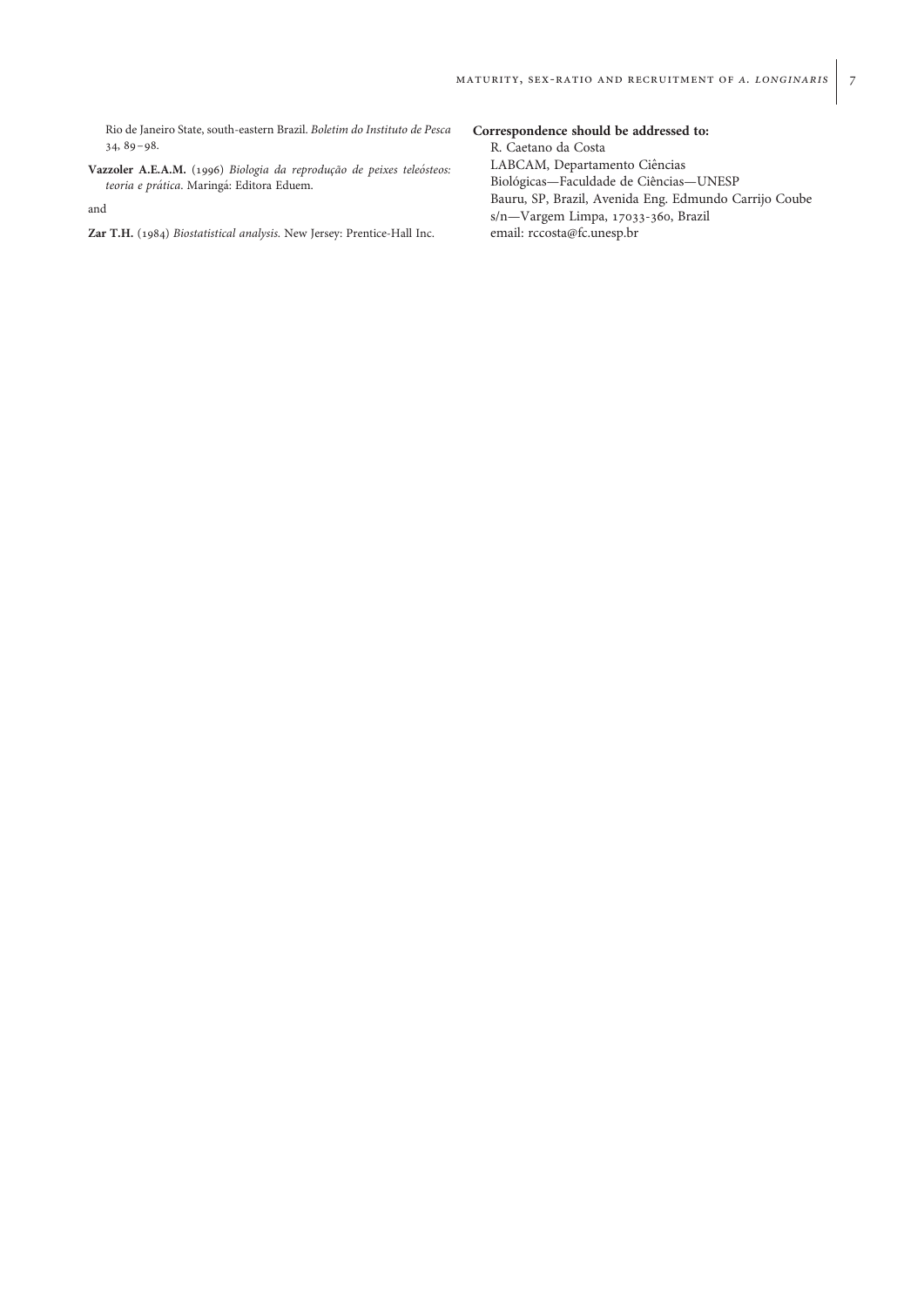Rio de Janeiro State, south-eastern Brazil. *Boletim do Instituto de Pesca* 34, 89–98.

**Vazzoler A.E.A.M.** (1996) *Biologia da reprodução de peixes teleósteos: teoria e prática*. Maringá: Editora Eduem.

and

**Zar T.H.** (1984) *Biostatistical analysis*. New Jersey: Prentice-Hall Inc.

**Correspondence should be addressed to:**
R. Caetano da Costa
LABCAM, Departamento Ciências
Biológicas—Faculdade de Ciências—UNESP
Bauru, SP, Brazil, Avenida Eng. Edmundo Carrijo Coube
s/n—Vargem Limpa, 17033-360, Brazil
email: rccosta@fc.unesp.br